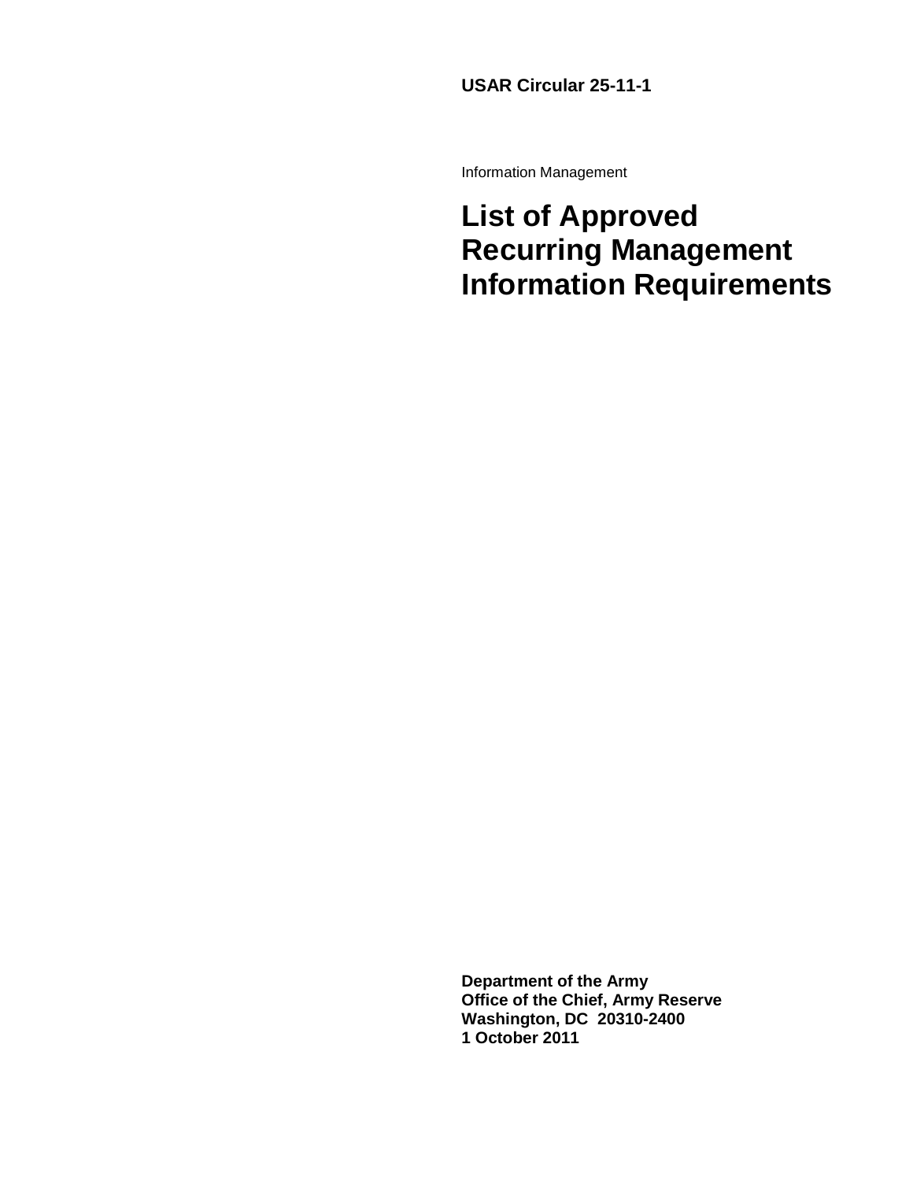**USAR Circular 25-11-1**

Information Management

# List of Approved Recurring Management Information Requirements

**Department of the Army**
**Office of the Chief, Army Reserve**
**Washington, DC 20310-2400**
**1 October 2011**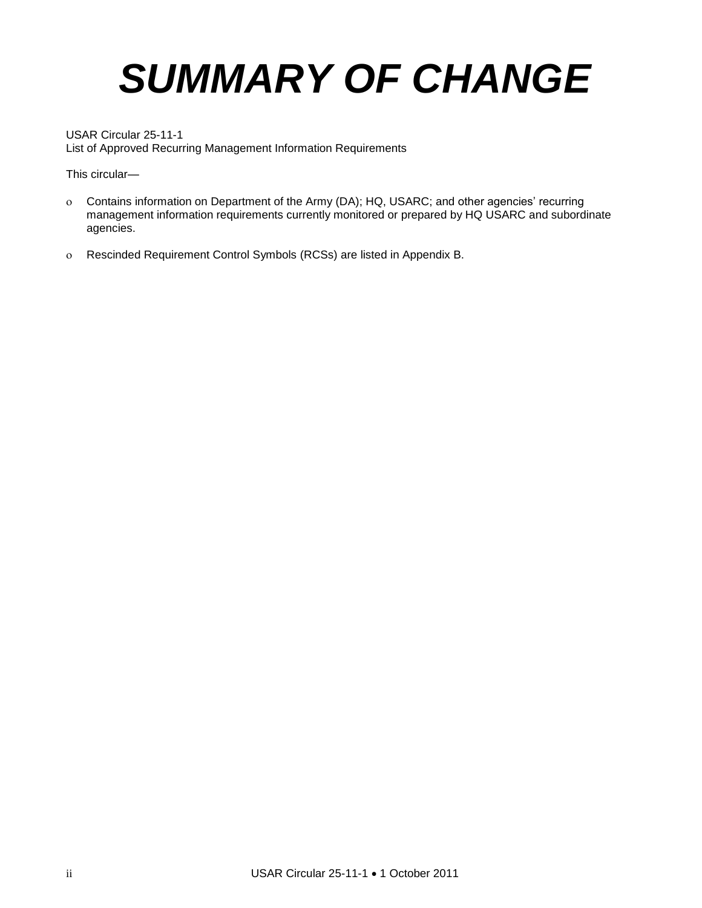# SUMMARY OF CHANGE

USAR Circular 25-11-1
List of Approved Recurring Management Information Requirements

This circular—

- Contains information on Department of the Army (DA); HQ, USARC; and other agencies' recurring management information requirements currently monitored or prepared by HQ USARC and subordinate agencies.

- Rescinded Requirement Control Symbols (RCSs) are listed in Appendix B.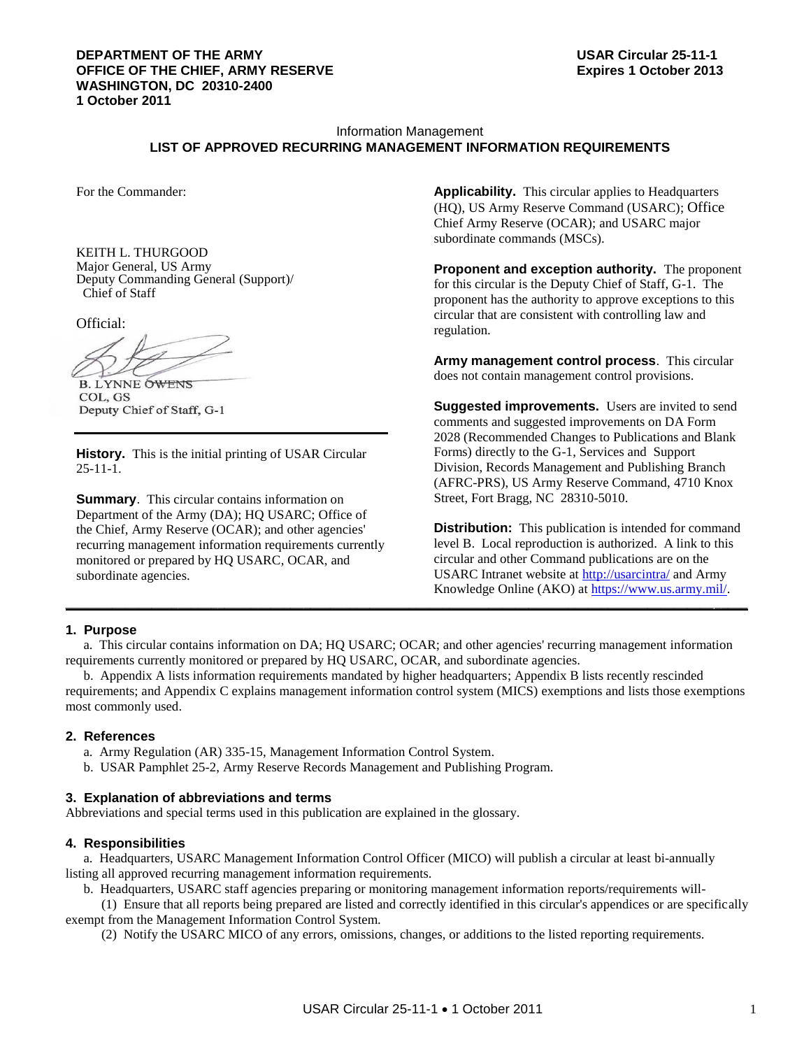**DEPARTMENT OF THE ARMY**
**OFFICE OF THE CHIEF, ARMY RESERVE**
**WASHINGTON, DC 20310-2400**
**1 October 2011**

**USAR Circular 25-11-1**
**Expires 1 October 2013**

Information Management

# LIST OF APPROVED RECURRING MANAGEMENT INFORMATION REQUIREMENTS

For the Commander:

KEITH L. THURGOOD
Major General, US Army
Deputy Commanding General (Support)/
Chief of Staff

Official:

B. LYNNE OWENS
COL, GS
Deputy Chief of Staff, G-1

**History.** This is the initial printing of USAR Circular 25-11-1.

**Summary**. This circular contains information on Department of the Army (DA); HQ USARC; Office of the Chief, Army Reserve (OCAR); and other agencies' recurring management information requirements currently monitored or prepared by HQ USARC, OCAR, and subordinate agencies.

**Applicability.** This circular applies to Headquarters (HQ), US Army Reserve Command (USARC); Office Chief Army Reserve (OCAR); and USARC major subordinate commands (MSCs).

**Proponent and exception authority.** The proponent for this circular is the Deputy Chief of Staff, G-1. The proponent has the authority to approve exceptions to this circular that are consistent with controlling law and regulation.

**Army management control process**. This circular does not contain management control provisions.

**Suggested improvements.** Users are invited to send comments and suggested improvements on DA Form 2028 (Recommended Changes to Publications and Blank Forms) directly to the G-1, Services and Support Division, Records Management and Publishing Branch (AFRC-PRS), US Army Reserve Command, 4710 Knox Street, Fort Bragg, NC 28310-5010.

**Distribution:** This publication is intended for command level B. Local reproduction is authorized. A link to this circular and other Command publications are on the USARC Intranet website at http://usarcintra/ and Army Knowledge Online (AKO) at https://www.us.army.mil/.

## 1. Purpose

a. This circular contains information on DA; HQ USARC; OCAR; and other agencies' recurring management information requirements currently monitored or prepared by HQ USARC, OCAR, and subordinate agencies.

b. Appendix A lists information requirements mandated by higher headquarters; Appendix B lists recently rescinded requirements; and Appendix C explains management information control system (MICS) exemptions and lists those exemptions most commonly used.

## 2. References

a. Army Regulation (AR) 335-15, Management Information Control System.

b. USAR Pamphlet 25-2, Army Reserve Records Management and Publishing Program.

## 3. Explanation of abbreviations and terms

Abbreviations and special terms used in this publication are explained in the glossary.

## 4. Responsibilities

a. Headquarters, USARC Management Information Control Officer (MICO) will publish a circular at least bi-annually listing all approved recurring management information requirements.

b. Headquarters, USARC staff agencies preparing or monitoring management information reports/requirements will-

(1) Ensure that all reports being prepared are listed and correctly identified in this circular's appendices or are specifically exempt from the Management Information Control System.

(2) Notify the USARC MICO of any errors, omissions, changes, or additions to the listed reporting requirements.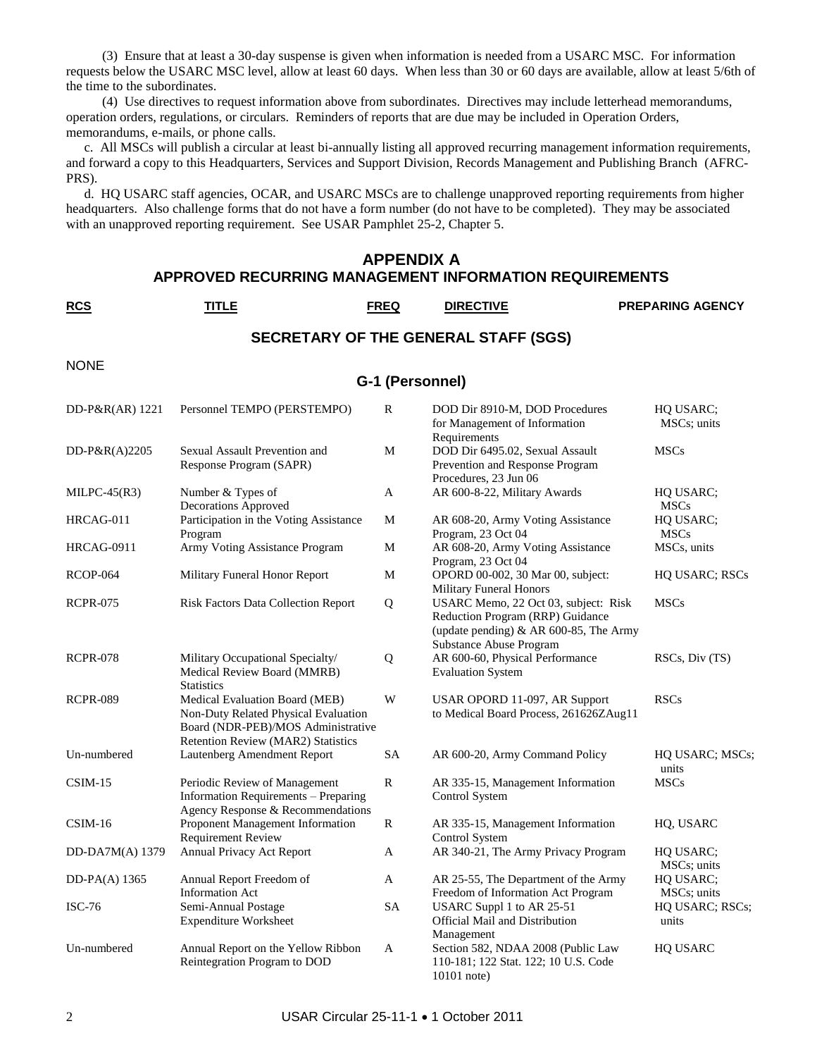(3) Ensure that at least a 30-day suspense is given when information is needed from a USARC MSC. For information requests below the USARC MSC level, allow at least 60 days. When less than 30 or 60 days are available, allow at least 5/6th of the time to the subordinates.

(4) Use directives to request information above from subordinates. Directives may include letterhead memorandums, operation orders, regulations, or circulars. Reminders of reports that are due may be included in Operation Orders, memorandums, e-mails, or phone calls.

c. All MSCs will publish a circular at least bi-annually listing all approved recurring management information requirements, and forward a copy to this Headquarters, Services and Support Division, Records Management and Publishing Branch (AFRC-PRS).

d. HQ USARC staff agencies, OCAR, and USARC MSCs are to challenge unapproved reporting requirements from higher headquarters. Also challenge forms that do not have a form number (do not have to be completed). They may be associated with an unapproved reporting requirement. See USAR Pamphlet 25-2, Chapter 5.

## APPENDIX A
## APPROVED RECURRING MANAGEMENT INFORMATION REQUIREMENTS

### SECRETARY OF THE GENERAL STAFF (SGS)

NONE

### G-1 (Personnel)

| RCS | TITLE | FREQ | DIRECTIVE | PREPARING AGENCY |
|---|---|---|---|---|
| DD-P&R(AR) 1221 | Personnel TEMPO (PERSTEMPO) | R | DOD Dir 8910-M, DOD Procedures for Management of Information Requirements | HQ USARC; MSCs; units |
| DD-P&R(A)2205 | Sexual Assault Prevention and Response Program (SAPR) | M | DOD Dir 6495.02, Sexual Assault Prevention and Response Program Procedures, 23 Jun 06 | MSCs |
| MILPC-45(R3) | Number & Types of Decorations Approved | A | AR 600-8-22, Military Awards | HQ USARC; MSCs |
| HRCAG-011 | Participation in the Voting Assistance Program | M | AR 608-20, Army Voting Assistance Program, 23 Oct 04 | HQ USARC; MSCs |
| HRCAG-0911 | Army Voting Assistance Program | M | AR 608-20, Army Voting Assistance Program, 23 Oct 04 | MSCs, units |
| RCOP-064 | Military Funeral Honor Report | M | OPORD 00-002, 30 Mar 00, subject: Military Funeral Honors | HQ USARC; RSCs |
| RCPR-075 | Risk Factors Data Collection Report | Q | USARC Memo, 22 Oct 03, subject: Risk Reduction Program (RRP) Guidance (update pending) & AR 600-85, The Army Substance Abuse Program | MSCs |
| RCPR-078 | Military Occupational Specialty/ Medical Review Board (MMRB) Statistics | Q | AR 600-60, Physical Performance Evaluation System | RSCs, Div (TS) |
| RCPR-089 | Medical Evaluation Board (MEB) Non-Duty Related Physical Evaluation Board (NDR-PEB)/MOS Administrative Retention Review (MAR2) Statistics | W | USAR OPORD 11-097, AR Support to Medical Board Process, 261626ZAug11 | RSCs |
| Un-numbered | Lautenberg Amendment Report | SA | AR 600-20, Army Command Policy | HQ USARC; MSCs; units |
| CSIM-15 | Periodic Review of Management Information Requirements – Preparing Agency Response & Recommendations | R | AR 335-15, Management Information Control System | MSCs |
| CSIM-16 | Proponent Management Information Requirement Review | R | AR 335-15, Management Information Control System | HQ, USARC |
| DD-DA7M(A) 1379 | Annual Privacy Act Report | A | AR 340-21, The Army Privacy Program | HQ USARC; MSCs; units |
| DD-PA(A) 1365 | Annual Report Freedom of Information Act | A | AR 25-55, The Department of the Army Freedom of Information Act Program | HQ USARC; MSCs; units |
| ISC-76 | Semi-Annual Postage Expenditure Worksheet | SA | USARC Suppl 1 to AR 25-51 Official Mail and Distribution Management | HQ USARC; RSCs; units |
| Un-numbered | Annual Report on the Yellow Ribbon Reintegration Program to DOD | A | Section 582, NDAA 2008 (Public Law 110-181; 122 Stat. 122; 10 U.S. Code 10101 note) | HQ USARC |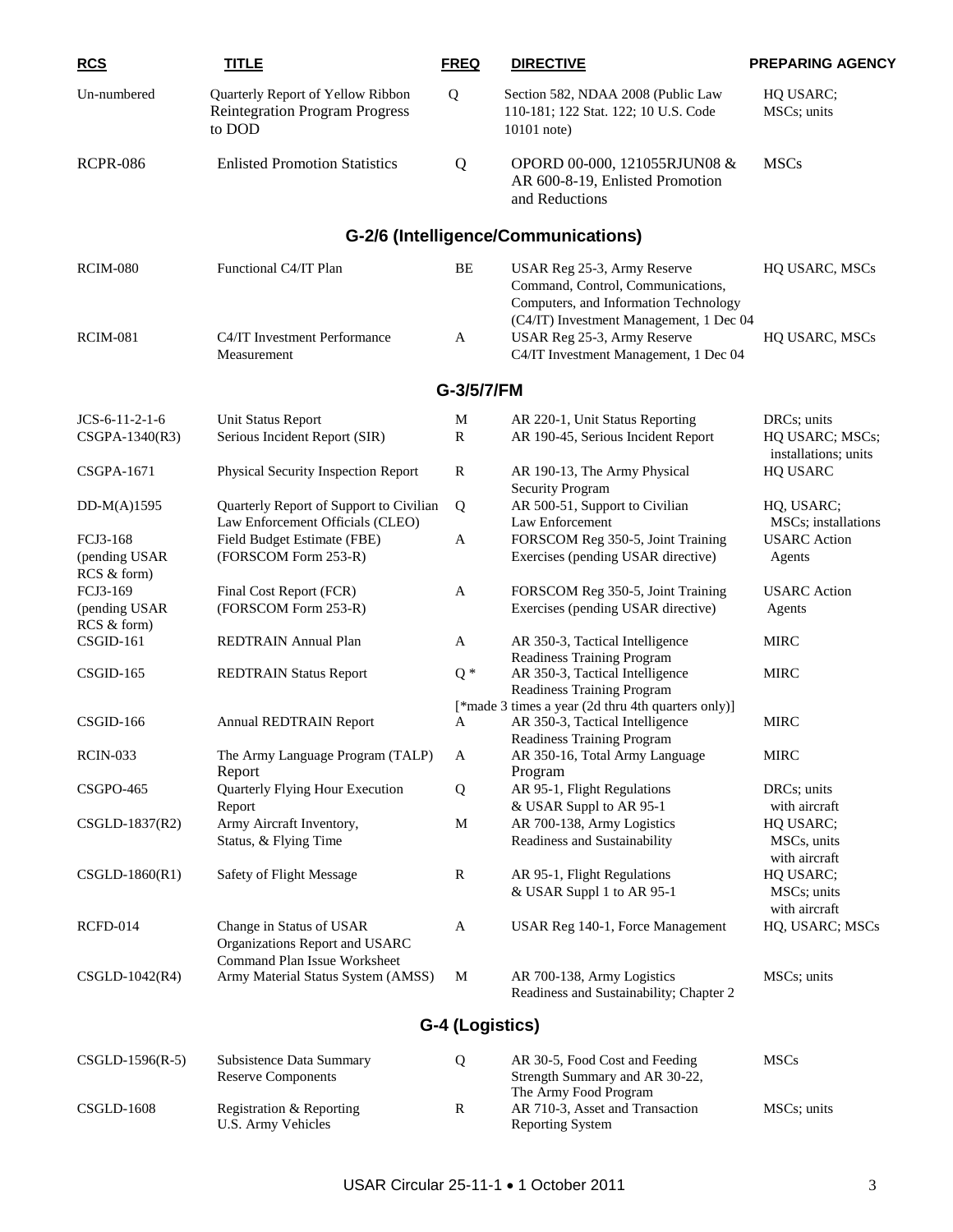| RCS | TITLE | FREQ | DIRECTIVE | PREPARING AGENCY |
|---|---|---|---|---|
| Un-numbered | Quarterly Report of Yellow Ribbon Reintegration Program Progress to DOD | Q | Section 582, NDAA 2008 (Public Law 110-181; 122 Stat. 122; 10 U.S. Code 10101 note) | HQ USARC; MSCs; units |
| RCPR-086 | Enlisted Promotion Statistics | Q | OPORD 00-000, 121055RJUN08 & AR 600-8-19, Enlisted Promotion and Reductions | MSCs |
| | | **G-2/6 (Intelligence/Communications)** | | |
| RCIM-080 | Functional C4/IT Plan | BE | USAR Reg 25-3, Army Reserve Command, Control, Communications, Computers, and Information Technology (C4/IT) Investment Management, 1 Dec 04 | HQ USARC, MSCs |
| RCIM-081 | C4/IT Investment Performance Measurement | A | USAR Reg 25-3, Army Reserve C4/IT Investment Management, 1 Dec 04 | HQ USARC, MSCs |
| | | **G-3/5/7/FM** | | |
| JCS-6-11-2-1-6 | Unit Status Report | M | AR 220-1, Unit Status Reporting | DRCs; units |
| CSGPA-1340(R3) | Serious Incident Report (SIR) | R | AR 190-45, Serious Incident Report | HQ USARC; MSCs; installations; units |
| CSGPA-1671 | Physical Security Inspection Report | R | AR 190-13, The Army Physical Security Program | HQ USARC |
| DD-M(A)1595 | Quarterly Report of Support to Civilian Law Enforcement Officials (CLEO) | Q | AR 500-51, Support to Civilian Law Enforcement | HQ, USARC; MSCs; installations |
| FCJ3-168 (pending USAR RCS & form) | Field Budget Estimate (FBE) (FORSCOM Form 253-R) | A | FORSCOM Reg 350-5, Joint Training Exercises (pending USAR directive) | USARC Action Agents |
| FCJ3-169 (pending USAR RCS & form) | Final Cost Report (FCR) (FORSCOM Form 253-R) | A | FORSCOM Reg 350-5, Joint Training Exercises (pending USAR directive) | USARC Action Agents |
| CSGID-161 | REDTRAIN Annual Plan | A | AR 350-3, Tactical Intelligence Readiness Training Program | MIRC |
| CSGID-165 | REDTRAIN Status Report | Q * | AR 350-3, Tactical Intelligence Readiness Training Program [*made 3 times a year (2d thru 4th quarters only)] | MIRC |
| CSGID-166 | Annual REDTRAIN Report | A | AR 350-3, Tactical Intelligence Readiness Training Program | MIRC |
| RCIN-033 | The Army Language Program (TALP) Report | A | AR 350-16, Total Army Language Program | MIRC |
| CSGPO-465 | Quarterly Flying Hour Execution Report | Q | AR 95-1, Flight Regulations & USAR Suppl to AR 95-1 | DRCs; units with aircraft |
| CSGLD-1837(R2) | Army Aircraft Inventory, Status, & Flying Time | M | AR 700-138, Army Logistics Readiness and Sustainability | HQ USARC; MSCs, units with aircraft |
| CSGLD-1860(R1) | Safety of Flight Message | R | AR 95-1, Flight Regulations & USAR Suppl 1 to AR 95-1 | HQ USARC; MSCs; units with aircraft |
| RCFD-014 | Change in Status of USAR Organizations Report and USARC Command Plan Issue Worksheet | A | USAR Reg 140-1, Force Management | HQ, USARC; MSCs |
| CSGLD-1042(R4) | Army Material Status System (AMSS) | M | AR 700-138, Army Logistics Readiness and Sustainability; Chapter 2 | MSCs; units |
| | | **G-4 (Logistics)** | | |
| CSGLD-1596(R-5) | Subsistence Data Summary Reserve Components | Q | AR 30-5, Food Cost and Feeding Strength Summary and AR 30-22, The Army Food Program | MSCs |
| CSGLD-1608 | Registration & Reporting U.S. Army Vehicles | R | AR 710-3, Asset and Transaction Reporting System | MSCs; units |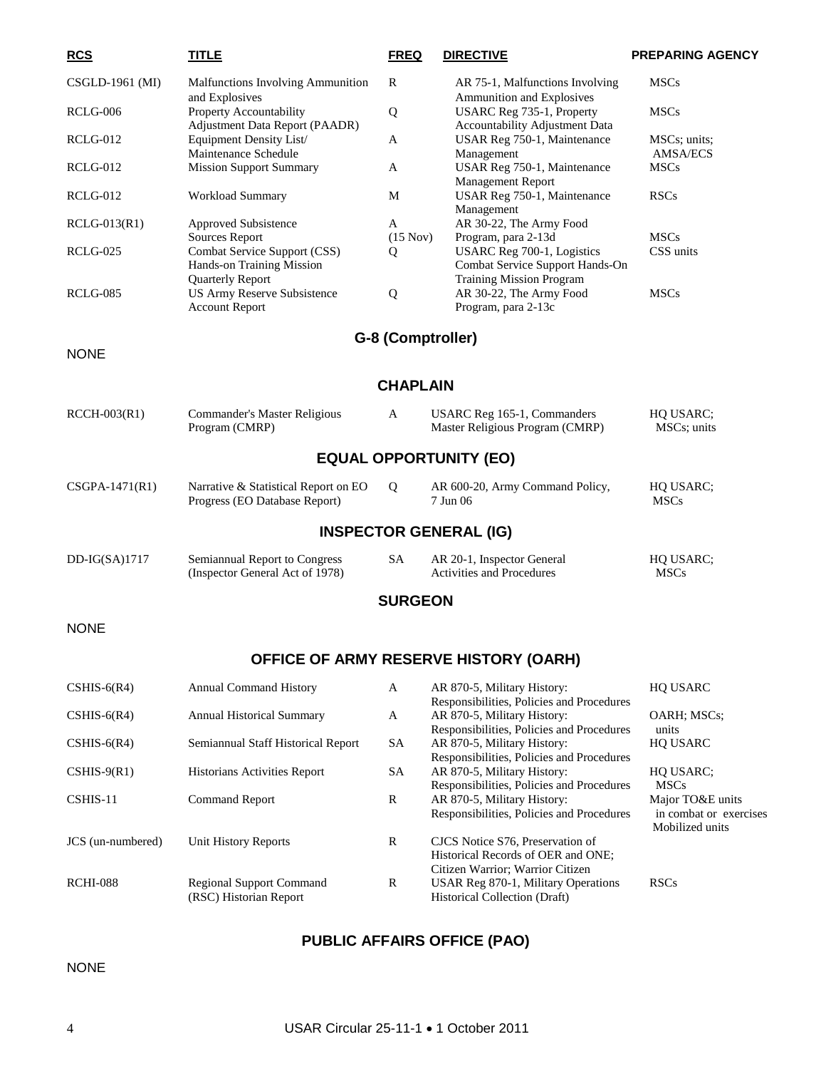| RCS | TITLE | FREQ | DIRECTIVE | PREPARING AGENCY |
|---|---|---|---|---|
| CSGLD-1961 (MI) | Malfunctions Involving Ammunition and Explosives | R | AR 75-1, Malfunctions Involving Ammunition and Explosives | MSCs |
| RCLG-006 | Property Accountability Adjustment Data Report (PAADR) | Q | USARC Reg 735-1, Property Accountability Adjustment Data | MSCs |
| RCLG-012 | Equipment Density List/ Maintenance Schedule | A | USAR Reg 750-1, Maintenance Management | MSCs; units; AMSA/ECS |
| RCLG-012 | Mission Support Summary | A | USAR Reg 750-1, Maintenance Management Report | MSCs |
| RCLG-012 | Workload Summary | M | USAR Reg 750-1, Maintenance Management | RSCs |
| RCLG-013(R1) | Approved Subsistence Sources Report | A (15 Nov) | AR 30-22, The Army Food Program, para 2-13d | MSCs |
| RCLG-025 | Combat Service Support (CSS) Hands-on Training Mission Quarterly Report | Q | USARC Reg 700-1, Logistics Combat Service Support Hands-On Training Mission Program | CSS units |
| RCLG-085 | US Army Reserve Subsistence Account Report | Q | AR 30-22, The Army Food Program, para 2-13c | MSCs |

## G-8 (Comptroller)

NONE

## CHAPLAIN

| RCS | TITLE | FREQ | DIRECTIVE | PREPARING AGENCY |
|---|---|---|---|---|
| RCCH-003(R1) | Commander's Master Religious Program (CMRP) | A | USARC Reg 165-1, Commanders Master Religious Program (CMRP) | HQ USARC; MSCs; units |

## EQUAL OPPORTUNITY (EO)

| RCS | TITLE | FREQ | DIRECTIVE | PREPARING AGENCY |
|---|---|---|---|---|
| CSGPA-1471(R1) | Narrative & Statistical Report on EO Progress (EO Database Report) | Q | AR 600-20, Army Command Policy, 7 Jun 06 | HQ USARC; MSCs |

## INSPECTOR GENERAL (IG)

| RCS | TITLE | FREQ | DIRECTIVE | PREPARING AGENCY |
|---|---|---|---|---|
| DD-IG(SA)1717 | Semiannual Report to Congress (Inspector General Act of 1978) | SA | AR 20-1, Inspector General Activities and Procedures | HQ USARC; MSCs |

## SURGEON

NONE

## OFFICE OF ARMY RESERVE HISTORY (OARH)

| RCS | TITLE | FREQ | DIRECTIVE | PREPARING AGENCY |
|---|---|---|---|---|
| CSHIS-6(R4) | Annual Command History | A | AR 870-5, Military History: Responsibilities, Policies and Procedures | HQ USARC |
| CSHIS-6(R4) | Annual Historical Summary | A | AR 870-5, Military History: Responsibilities, Policies and Procedures | OARH; MSCs; units |
| CSHIS-6(R4) | Semiannual Staff Historical Report | SA | AR 870-5, Military History: Responsibilities, Policies and Procedures | HQ USARC |
| CSHIS-9(R1) | Historians Activities Report | SA | AR 870-5, Military History: Responsibilities, Policies and Procedures | HQ USARC; MSCs |
| CSHIS-11 | Command Report | R | AR 870-5, Military History: Responsibilities, Policies and Procedures | Major TO&E units in combat or exercises Mobilized units |
| JCS (un-numbered) | Unit History Reports | R | CJCS Notice S76, Preservation of Historical Records of OER and ONE; Citizen Warrior; Warrior Citizen | |
| RCHI-088 | Regional Support Command (RSC) Historian Report | R | USAR Reg 870-1, Military Operations Historical Collection (Draft) | RSCs |

## PUBLIC AFFAIRS OFFICE (PAO)

NONE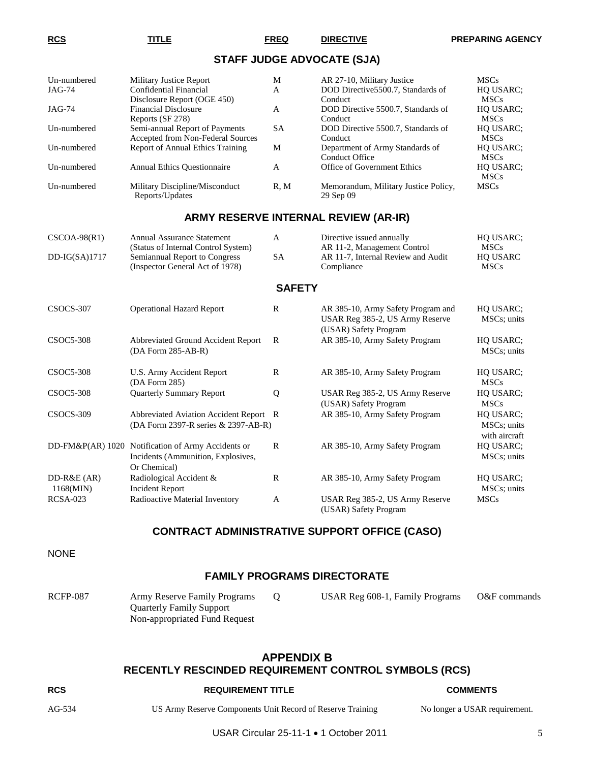| RCS | TITLE | FREQ | DIRECTIVE | PREPARING AGENCY |
|---|---|---|---|---|

## STAFF JUDGE ADVOCATE (SJA)

| RCS | TITLE | FREQ | DIRECTIVE | PREPARING AGENCY |
|---|---|---|---|---|
| Un-numbered | Military Justice Report | M | AR 27-10, Military Justice | MSCs |
| JAG-74 | Confidential Financial Disclosure Report (OGE 450) | A | DOD Directive5500.7, Standards of Conduct | HQ USARC; MSCs |
| JAG-74 | Financial Disclosure Reports (SF 278) | A | DOD Directive 5500.7, Standards of Conduct | HQ USARC; MSCs |
| Un-numbered | Semi-annual Report of Payments Accepted from Non-Federal Sources | SA | DOD Directive 5500.7, Standards of Conduct | HQ USARC; MSCs |
| Un-numbered | Report of Annual Ethics Training | M | Department of Army Standards of Conduct Office | HQ USARC; MSCs |
| Un-numbered | Annual Ethics Questionnaire | A | Office of Government Ethics | HQ USARC; MSCs |
| Un-numbered | Military Discipline/Misconduct Reports/Updates | R, M | Memorandum, Military Justice Policy, 29 Sep 09 | MSCs |

## ARMY RESERVE INTERNAL REVIEW (AR-IR)

| RCS | TITLE | FREQ | DIRECTIVE | PREPARING AGENCY |
|---|---|---|---|---|
| CSCOA-98(R1) | Annual Assurance Statement (Status of Internal Control System) | A | Directive issued annually AR 11-2, Management Control | HQ USARC; MSCs |
| DD-IG(SA)1717 | Semiannual Report to Congress (Inspector General Act of 1978) | SA | AR 11-7, Internal Review and Audit Compliance | HQ USARC MSCs |

## SAFETY

| RCS | TITLE | FREQ | DIRECTIVE | PREPARING AGENCY |
|---|---|---|---|---|
| CSOCS-307 | Operational Hazard Report | R | AR 385-10, Army Safety Program and USAR Reg 385-2, US Army Reserve (USAR) Safety Program | HQ USARC; MSCs; units |
| CSOC5-308 | Abbreviated Ground Accident Report (DA Form 285-AB-R) | R | AR 385-10, Army Safety Program | HQ USARC; MSCs; units |
| CSOC5-308 | U.S. Army Accident Report (DA Form 285) | R | AR 385-10, Army Safety Program | HQ USARC; MSCs |
| CSOC5-308 | Quarterly Summary Report | Q | USAR Reg 385-2, US Army Reserve (USAR) Safety Program | HQ USARC; MSCs |
| CSOCS-309 | Abbreviated Aviation Accident Report (DA Form 2397-R series & 2397-AB-R) | R | AR 385-10, Army Safety Program | HQ USARC; MSCs; units with aircraft |
| DD-FM&P(AR) 1020 | Notification of Army Accidents or Incidents (Ammunition, Explosives, Or Chemical) | R | AR 385-10, Army Safety Program | HQ USARC; MSCs; units |
| DD-R&E (AR) 1168(MIN) | Radiological Accident & Incident Report | R | AR 385-10, Army Safety Program | HQ USARC; MSCs; units |
| RCSA-023 | Radioactive Material Inventory | A | USAR Reg 385-2, US Army Reserve (USAR) Safety Program | MSCs |

## CONTRACT ADMINISTRATIVE SUPPORT OFFICE (CASO)

NONE

## FAMILY PROGRAMS DIRECTORATE

| RCS | TITLE | FREQ | DIRECTIVE | PREPARING AGENCY |
|---|---|---|---|---|
| RCFP-087 | Army Reserve Family Programs Quarterly Family Support Non-appropriated Fund Request | Q | USAR Reg 608-1, Family Programs | O&F commands |

# APPENDIX B
## RECENTLY RESCINDED REQUIREMENT CONTROL SYMBOLS (RCS)

| RCS | REQUIREMENT TITLE | COMMENTS |
|---|---|---|
| AG-534 | US Army Reserve Components Unit Record of Reserve Training | No longer a USAR requirement. |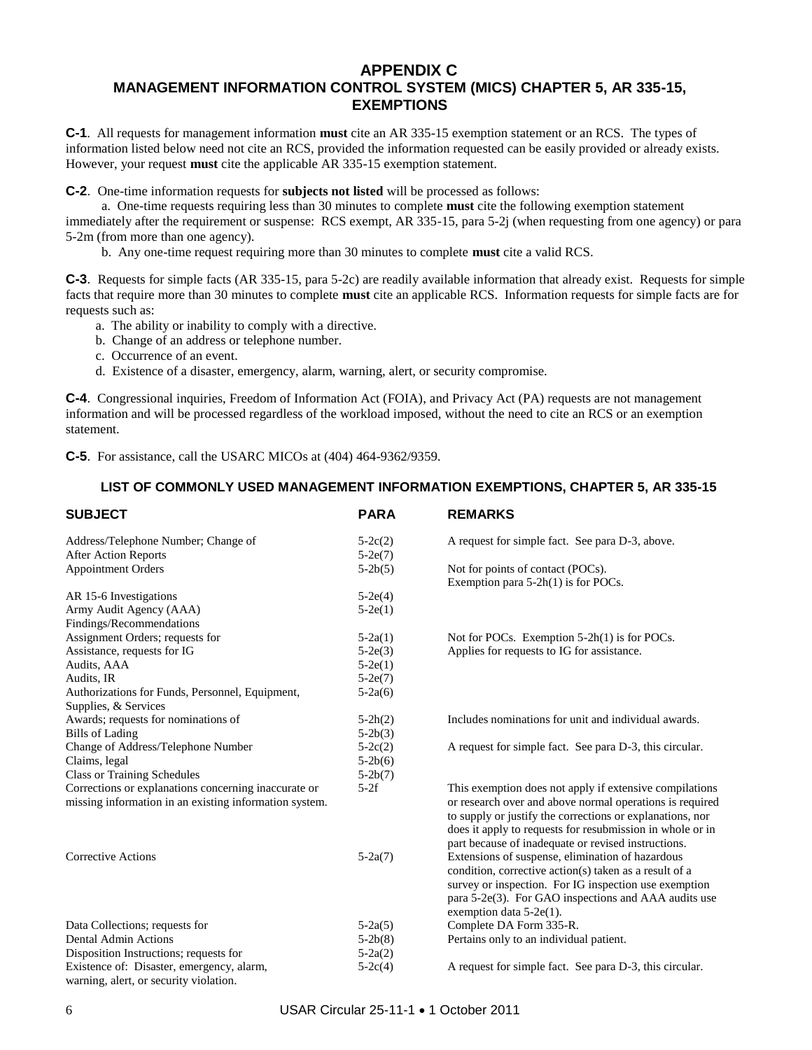# APPENDIX C
## MANAGEMENT INFORMATION CONTROL SYSTEM (MICS) CHAPTER 5, AR 335-15, EXEMPTIONS

**C-1**. All requests for management information **must** cite an AR 335-15 exemption statement or an RCS. The types of information listed below need not cite an RCS, provided the information requested can be easily provided or already exists. However, your request **must** cite the applicable AR 335-15 exemption statement.

**C-2**. One-time information requests for **subjects not listed** will be processed as follows:

a. One-time requests requiring less than 30 minutes to complete **must** cite the following exemption statement immediately after the requirement or suspense: RCS exempt, AR 335-15, para 5-2j (when requesting from one agency) or para 5-2m (from more than one agency).

b. Any one-time request requiring more than 30 minutes to complete **must** cite a valid RCS.

**C-3**. Requests for simple facts (AR 335-15, para 5-2c) are readily available information that already exist. Requests for simple facts that require more than 30 minutes to complete **must** cite an applicable RCS. Information requests for simple facts are for requests such as:

a. The ability or inability to comply with a directive.
b. Change of an address or telephone number.
c. Occurrence of an event.
d. Existence of a disaster, emergency, alarm, warning, alert, or security compromise.

**C-4**. Congressional inquiries, Freedom of Information Act (FOIA), and Privacy Act (PA) requests are not management information and will be processed regardless of the workload imposed, without the need to cite an RCS or an exemption statement.

**C-5**. For assistance, call the USARC MICOs at (404) 464-9362/9359.

### LIST OF COMMONLY USED MANAGEMENT INFORMATION EXEMPTIONS, CHAPTER 5, AR 335-15

| SUBJECT | PARA | REMARKS |
|---|---|---|
| Address/Telephone Number; Change of | 5-2c(2) | A request for simple fact. See para D-3, above. |
| After Action Reports | 5-2e(7) | |
| Appointment Orders | 5-2b(5) | Not for points of contact (POCs). Exemption para 5-2h(1) is for POCs. |
| AR 15-6 Investigations | 5-2e(4) | |
| Army Audit Agency (AAA) Findings/Recommendations | 5-2e(1) | |
| Assignment Orders; requests for | 5-2a(1) | Not for POCs. Exemption 5-2h(1) is for POCs. |
| Assistance, requests for IG | 5-2e(3) | Applies for requests to IG for assistance. |
| Audits, AAA | 5-2e(1) | |
| Audits, IR | 5-2e(7) | |
| Authorizations for Funds, Personnel, Equipment, Supplies, & Services | 5-2a(6) | |
| Awards; requests for nominations of | 5-2h(2) | Includes nominations for unit and individual awards. |
| Bills of Lading | 5-2b(3) | |
| Change of Address/Telephone Number | 5-2c(2) | A request for simple fact. See para D-3, this circular. |
| Claims, legal | 5-2b(6) | |
| Class or Training Schedules | 5-2b(7) | |
| Corrections or explanations concerning inaccurate or missing information in an existing information system. | 5-2f | This exemption does not apply if extensive compilations or research over and above normal operations is required to supply or justify the corrections or explanations, nor does it apply to requests for resubmission in whole or in part because of inadequate or revised instructions. |
| Corrective Actions | 5-2a(7) | Extensions of suspense, elimination of hazardous condition, corrective action(s) taken as a result of a survey or inspection. For IG inspection use exemption para 5-2e(3). For GAO inspections and AAA audits use exemption data 5-2e(1). |
| Data Collections; requests for | 5-2a(5) | Complete DA Form 335-R. |
| Dental Admin Actions | 5-2b(8) | Pertains only to an individual patient. |
| Disposition Instructions; requests for | 5-2a(2) | |
| Existence of: Disaster, emergency, alarm, warning, alert, or security violation. | 5-2c(4) | A request for simple fact. See para D-3, this circular. |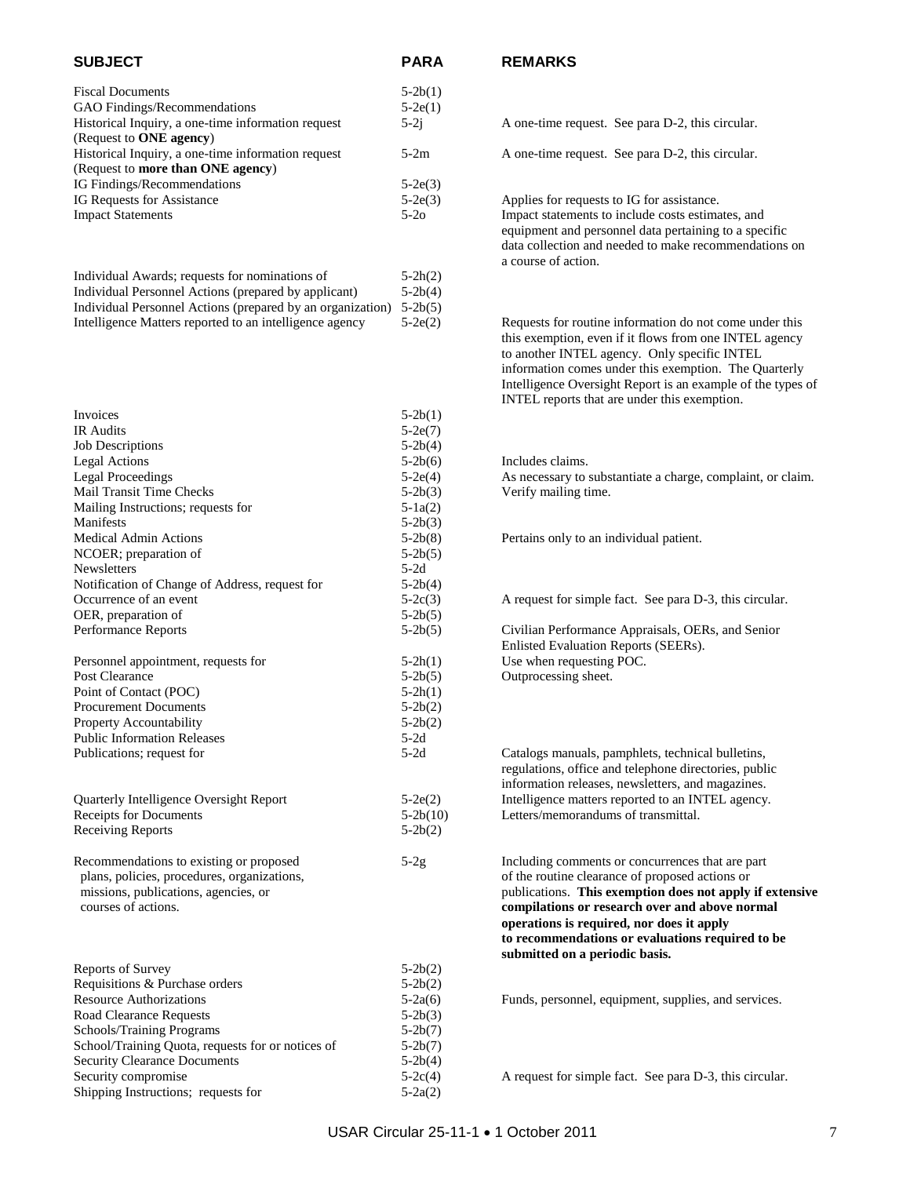| SUBJECT | PARA | REMARKS |
|---|---|---|
| Fiscal Documents | 5-2b(1) | |
| GAO Findings/Recommendations | 5-2e(1) | |
| Historical Inquiry, a one-time information request (Request to **ONE agency**) | 5-2j | A one-time request. See para D-2, this circular. |
| Historical Inquiry, a one-time information request (Request to **more than ONE agency**) | 5-2m | A one-time request. See para D-2, this circular. |
| IG Findings/Recommendations | 5-2e(3) | |
| IG Requests for Assistance | 5-2e(3) | Applies for requests to IG for assistance. |
| Impact Statements | 5-2o | Impact statements to include costs estimates, and equipment and personnel data pertaining to a specific data collection and needed to make recommendations on a course of action. |
| Individual Awards; requests for nominations of | 5-2h(2) | |
| Individual Personnel Actions (prepared by applicant) | 5-2b(4) | |
| Individual Personnel Actions (prepared by an organization) | 5-2b(5) | |
| Intelligence Matters reported to an intelligence agency | 5-2e(2) | Requests for routine information do not come under this this exemption, even if it flows from one INTEL agency to another INTEL agency. Only specific INTEL information comes under this exemption. The Quarterly Intelligence Oversight Report is an example of the types of INTEL reports that are under this exemption. |
| Invoices | 5-2b(1) | |
| IR Audits | 5-2e(7) | |
| Job Descriptions | 5-2b(4) | |
| Legal Actions | 5-2b(6) | Includes claims. |
| Legal Proceedings | 5-2e(4) | As necessary to substantiate a charge, complaint, or claim. |
| Mail Transit Time Checks | 5-2b(3) | Verify mailing time. |
| Mailing Instructions; requests for | 5-1a(2) | |
| Manifests | 5-2b(3) | |
| Medical Admin Actions | 5-2b(8) | Pertains only to an individual patient. |
| NCOER; preparation of | 5-2b(5) | |
| Newsletters | 5-2d | |
| Notification of Change of Address, request for | 5-2b(4) | |
| Occurrence of an event | 5-2c(3) | A request for simple fact. See para D-3, this circular. |
| OER, preparation of | 5-2b(5) | |
| Performance Reports | 5-2b(5) | Civilian Performance Appraisals, OERs, and Senior Enlisted Evaluation Reports (SEERs). |
| Personnel appointment, requests for | 5-2h(1) | Use when requesting POC. |
| Post Clearance | 5-2b(5) | Outprocessing sheet. |
| Point of Contact (POC) | 5-2h(1) | |
| Procurement Documents | 5-2b(2) | |
| Property Accountability | 5-2b(2) | |
| Public Information Releases | 5-2d | |
| Publications; request for | 5-2d | Catalogs manuals, pamphlets, technical bulletins, regulations, office and telephone directories, public information releases, newsletters, and magazines. |
| Quarterly Intelligence Oversight Report | 5-2e(2) | Intelligence matters reported to an INTEL agency. |
| Receipts for Documents | 5-2b(10) | Letters/memorandums of transmittal. |
| Receiving Reports | 5-2b(2) | |
| Recommendations to existing or proposed plans, policies, procedures, organizations, missions, publications, agencies, or courses of actions. | 5-2g | Including comments or concurrences that are part of the routine clearance of proposed actions or publications. **This exemption does not apply if extensive compilations or research over and above normal operations is required, nor does it apply to recommendations or evaluations required to be submitted on a periodic basis.** |
| Reports of Survey | 5-2b(2) | |
| Requisitions & Purchase orders | 5-2b(2) | |
| Resource Authorizations | 5-2a(6) | Funds, personnel, equipment, supplies, and services. |
| Road Clearance Requests | 5-2b(3) | |
| Schools/Training Programs | 5-2b(7) | |
| School/Training Quota, requests for or notices of | 5-2b(7) | |
| Security Clearance Documents | 5-2b(4) | |
| Security compromise | 5-2c(4) | A request for simple fact. See para D-3, this circular. |
| Shipping Instructions; requests for | 5-2a(2) | |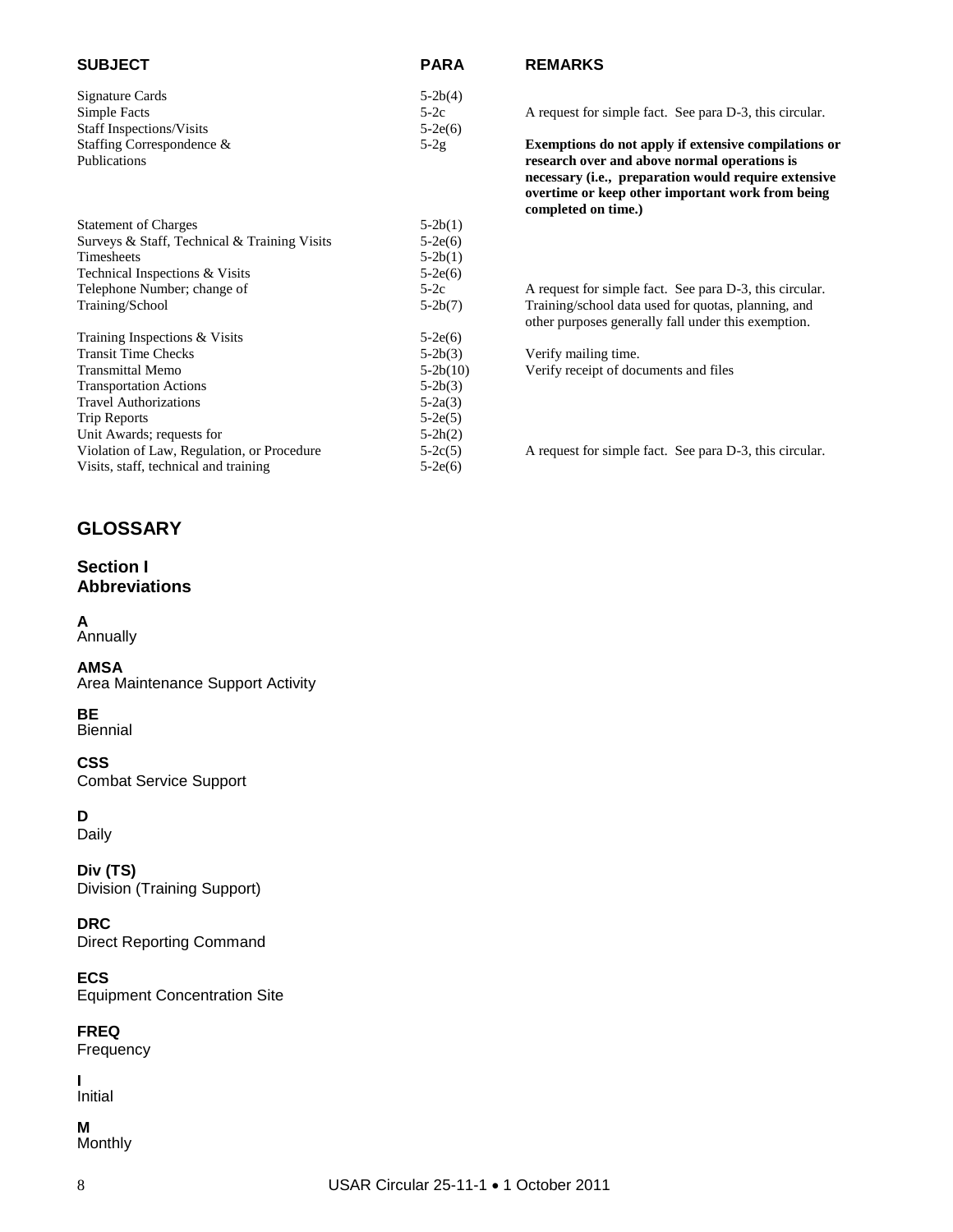| SUBJECT | PARA | REMARKS |
|---|---|---|
| Signature Cards | 5-2b(4) | |
| Simple Facts | 5-2c | A request for simple fact. See para D-3, this circular. |
| Staff Inspections/Visits | 5-2e(6) | |
| Staffing Correspondence & Publications | 5-2g | **Exemptions do not apply if extensive compilations or research over and above normal operations is necessary (i.e., preparation would require extensive overtime or keep other important work from being completed on time.)** |
| Statement of Charges | 5-2b(1) | |
| Surveys & Staff, Technical & Training Visits | 5-2e(6) | |
| Timesheets | 5-2b(1) | |
| Technical Inspections & Visits | 5-2e(6) | |
| Telephone Number; change of | 5-2c | A request for simple fact. See para D-3, this circular. |
| Training/School | 5-2b(7) | Training/school data used for quotas, planning, and other purposes generally fall under this exemption. |
| Training Inspections & Visits | 5-2e(6) | |
| Transit Time Checks | 5-2b(3) | Verify mailing time. |
| Transmittal Memo | 5-2b(10) | Verify receipt of documents and files |
| Transportation Actions | 5-2b(3) | |
| Travel Authorizations | 5-2a(3) | |
| Trip Reports | 5-2e(5) | |
| Unit Awards; requests for | 5-2h(2) | |
| Violation of Law, Regulation, or Procedure | 5-2c(5) | A request for simple fact. See para D-3, this circular. |
| Visits, staff, technical and training | 5-2e(6) | |

# GLOSSARY

## Section I
## Abbreviations

**A**
Annually

**AMSA**
Area Maintenance Support Activity

**BE**
Biennial

**CSS**
Combat Service Support

**D**
Daily

**Div (TS)**
Division (Training Support)

**DRC**
Direct Reporting Command

**ECS**
Equipment Concentration Site

**FREQ**
Frequency

**I**
Initial

**M**
Monthly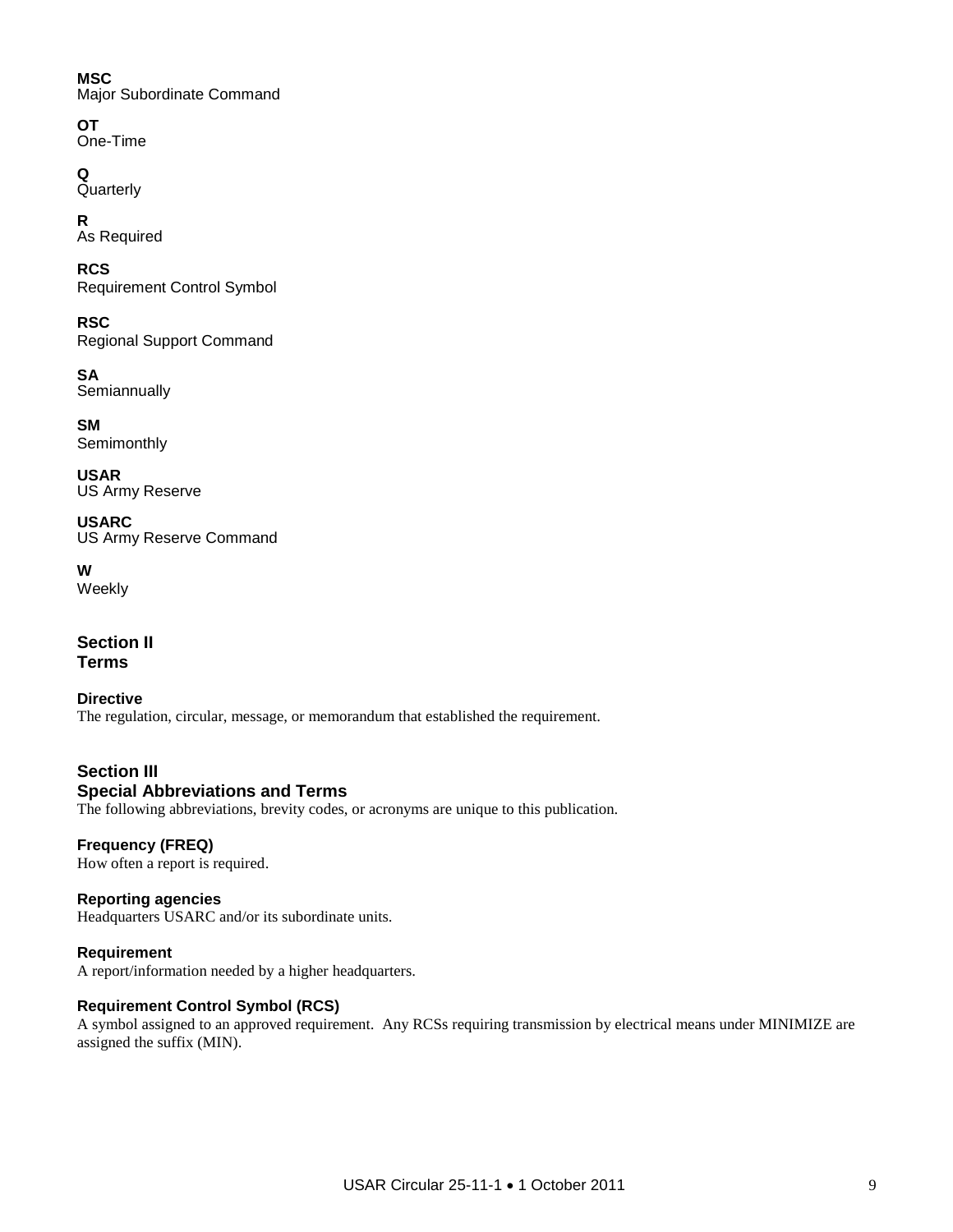**MSC**
Major Subordinate Command

**OT**
One-Time

**Q**
Quarterly

**R**
As Required

**RCS**
Requirement Control Symbol

**RSC**
Regional Support Command

**SA**
Semiannually

**SM**
Semimonthly

**USAR**
US Army Reserve

**USARC**
US Army Reserve Command

**W**
Weekly

## Section II
## Terms

**Directive**
The regulation, circular, message, or memorandum that established the requirement.

## Section III
## Special Abbreviations and Terms

The following abbreviations, brevity codes, or acronyms are unique to this publication.

**Frequency (FREQ)**
How often a report is required.

**Reporting agencies**
Headquarters USARC and/or its subordinate units.

**Requirement**
A report/information needed by a higher headquarters.

**Requirement Control Symbol (RCS)**
A symbol assigned to an approved requirement. Any RCSs requiring transmission by electrical means under MINIMIZE are assigned the suffix (MIN).